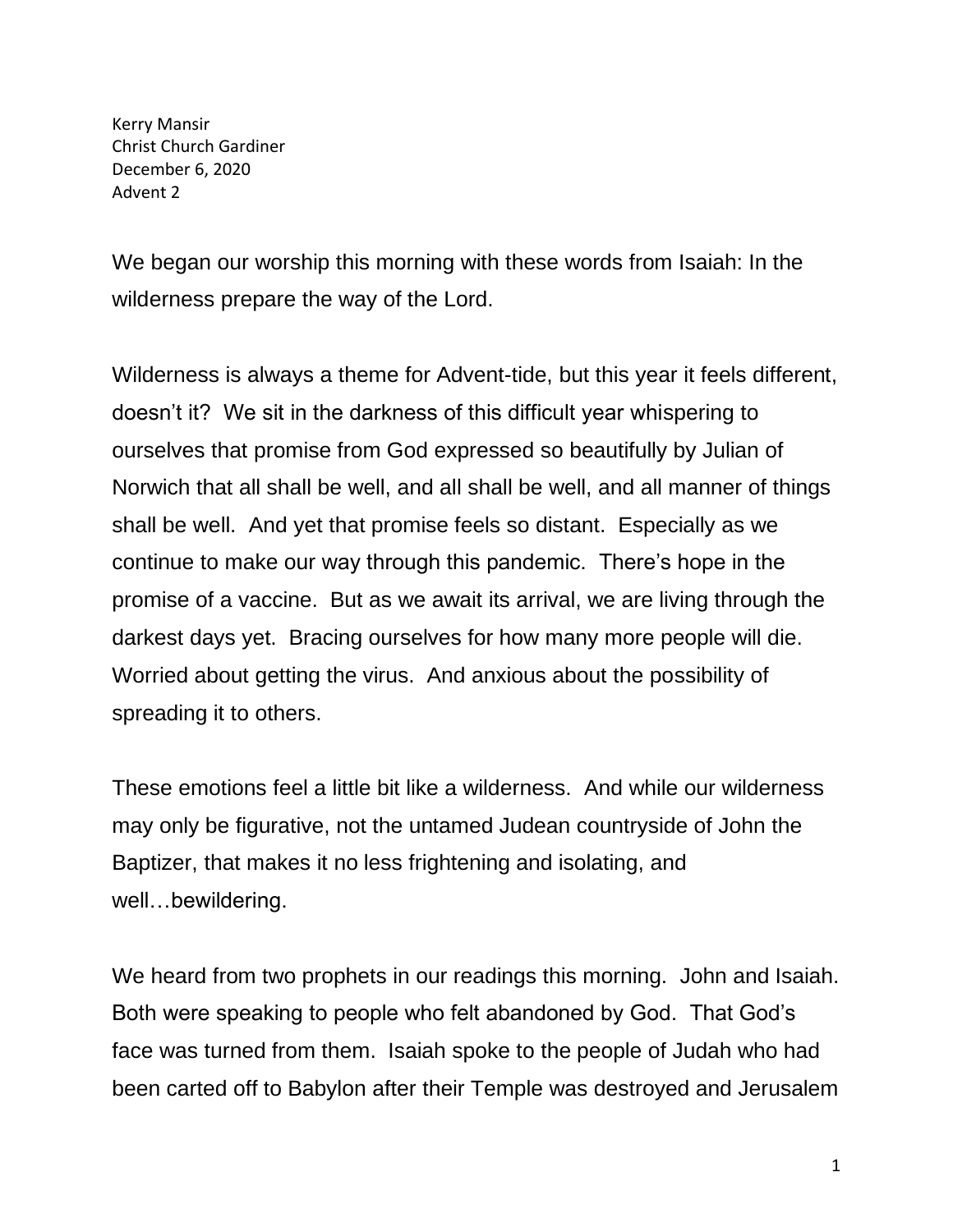Kerry Mansir
Christ Church Gardiner
December 6, 2020
Advent 2

We began our worship this morning with these words from Isaiah: In the wilderness prepare the way of the Lord.

Wilderness is always a theme for Advent-tide, but this year it feels different, doesn't it? We sit in the darkness of this difficult year whispering to ourselves that promise from God expressed so beautifully by Julian of Norwich that all shall be well, and all shall be well, and all manner of things shall be well. And yet that promise feels so distant. Especially as we continue to make our way through this pandemic. There's hope in the promise of a vaccine. But as we await its arrival, we are living through the darkest days yet. Bracing ourselves for how many more people will die. Worried about getting the virus. And anxious about the possibility of spreading it to others.

These emotions feel a little bit like a wilderness. And while our wilderness may only be figurative, not the untamed Judean countryside of John the Baptizer, that makes it no less frightening and isolating, and well…bewildering.

We heard from two prophets in our readings this morning. John and Isaiah. Both were speaking to people who felt abandoned by God. That God's face was turned from them. Isaiah spoke to the people of Judah who had been carted off to Babylon after their Temple was destroyed and Jerusalem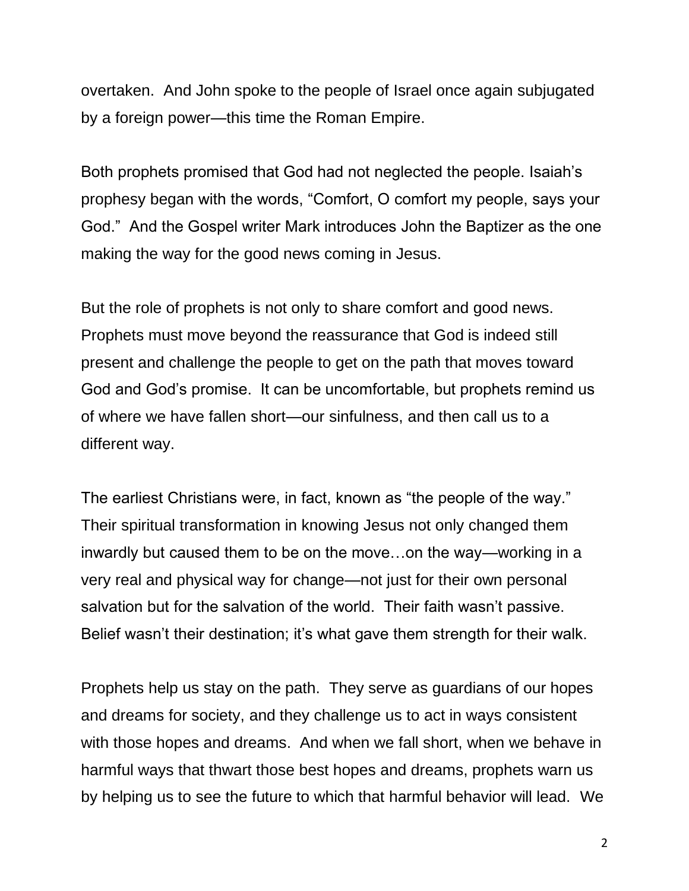overtaken. And John spoke to the people of Israel once again subjugated by a foreign power—this time the Roman Empire.

Both prophets promised that God had not neglected the people. Isaiah's prophesy began with the words, "Comfort, O comfort my people, says your God." And the Gospel writer Mark introduces John the Baptizer as the one making the way for the good news coming in Jesus.

But the role of prophets is not only to share comfort and good news. Prophets must move beyond the reassurance that God is indeed still present and challenge the people to get on the path that moves toward God and God's promise. It can be uncomfortable, but prophets remind us of where we have fallen short—our sinfulness, and then call us to a different way.

The earliest Christians were, in fact, known as "the people of the way." Their spiritual transformation in knowing Jesus not only changed them inwardly but caused them to be on the move…on the way—working in a very real and physical way for change—not just for their own personal salvation but for the salvation of the world. Their faith wasn't passive. Belief wasn't their destination; it's what gave them strength for their walk.

Prophets help us stay on the path. They serve as guardians of our hopes and dreams for society, and they challenge us to act in ways consistent with those hopes and dreams. And when we fall short, when we behave in harmful ways that thwart those best hopes and dreams, prophets warn us by helping us to see the future to which that harmful behavior will lead. We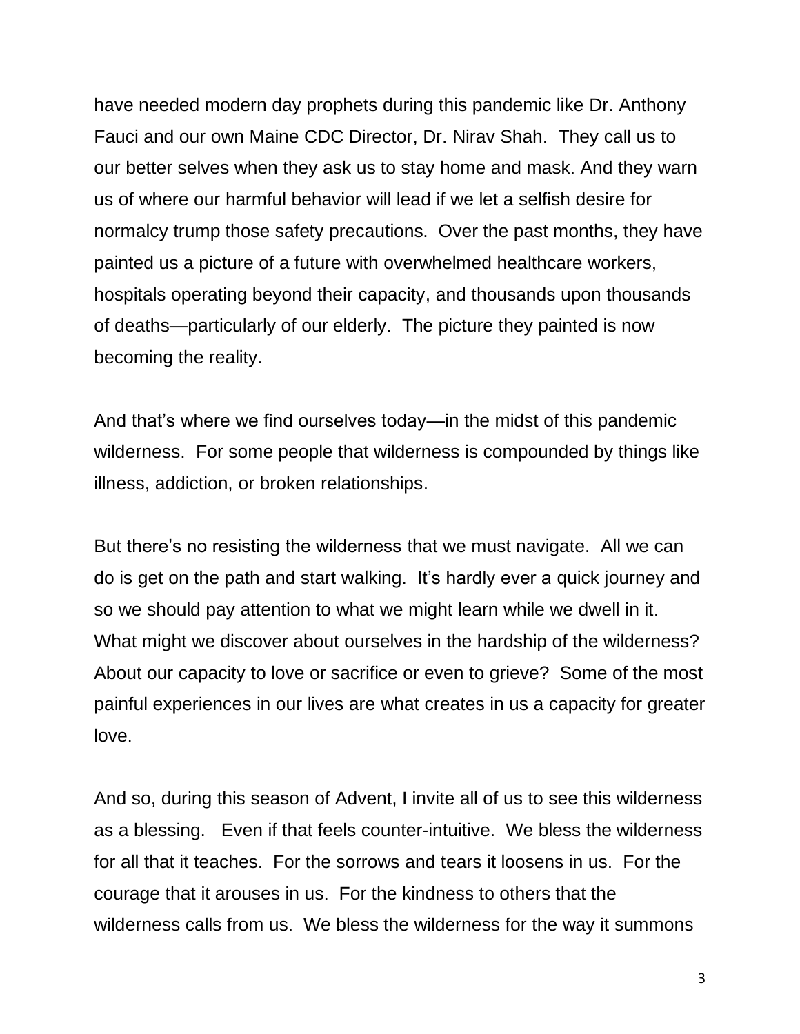have needed modern day prophets during this pandemic like Dr. Anthony Fauci and our own Maine CDC Director, Dr. Nirav Shah. They call us to our better selves when they ask us to stay home and mask. And they warn us of where our harmful behavior will lead if we let a selfish desire for normalcy trump those safety precautions. Over the past months, they have painted us a picture of a future with overwhelmed healthcare workers, hospitals operating beyond their capacity, and thousands upon thousands of deaths—particularly of our elderly. The picture they painted is now becoming the reality.

And that's where we find ourselves today—in the midst of this pandemic wilderness. For some people that wilderness is compounded by things like illness, addiction, or broken relationships.

But there's no resisting the wilderness that we must navigate. All we can do is get on the path and start walking. It's hardly ever a quick journey and so we should pay attention to what we might learn while we dwell in it. What might we discover about ourselves in the hardship of the wilderness? About our capacity to love or sacrifice or even to grieve? Some of the most painful experiences in our lives are what creates in us a capacity for greater love.

And so, during this season of Advent, I invite all of us to see this wilderness as a blessing. Even if that feels counter-intuitive. We bless the wilderness for all that it teaches. For the sorrows and tears it loosens in us. For the courage that it arouses in us. For the kindness to others that the wilderness calls from us. We bless the wilderness for the way it summons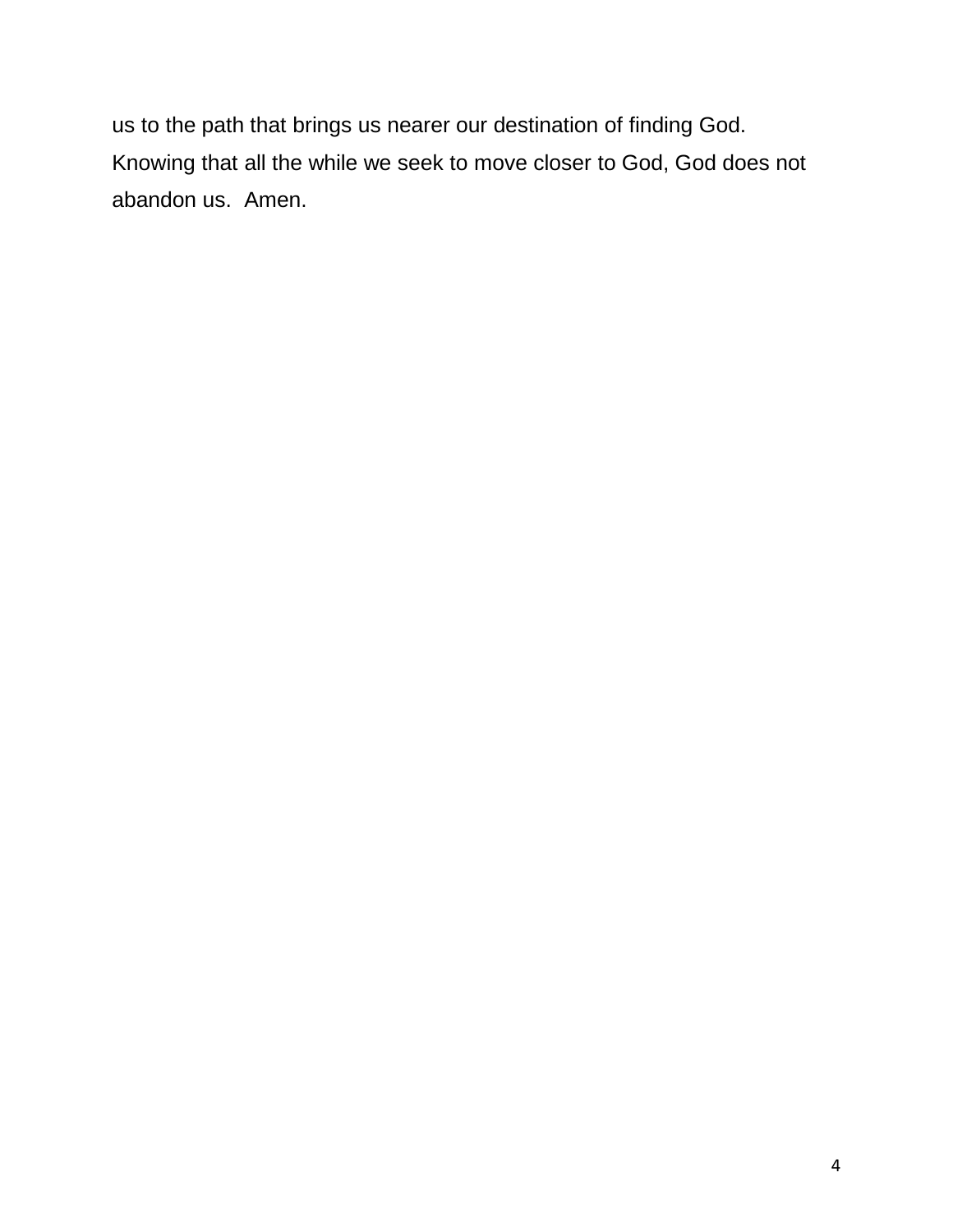us to the path that brings us nearer our destination of finding God. Knowing that all the while we seek to move closer to God, God does not abandon us.  Amen.